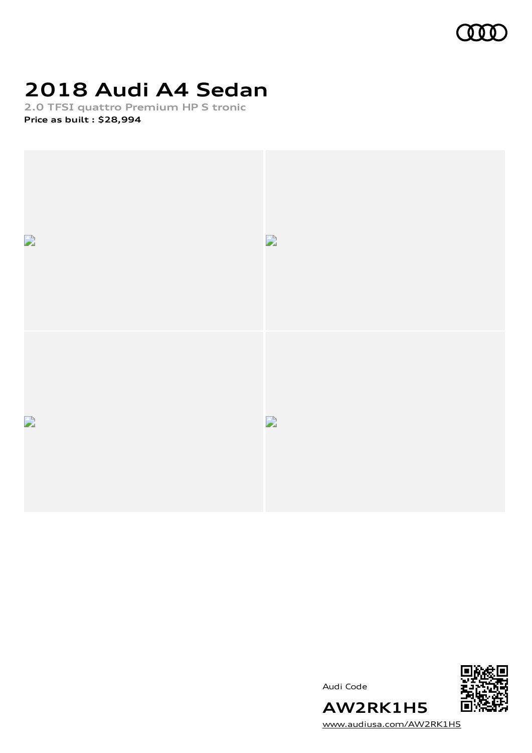# 2018 Audi A4 Sedan

**2.0 TFSI quattro Premium HP S tronic**

**Price as built : $28,994**

Audi Code

**AW2RK1H5**

www.audiusa.com/AW2RK1H5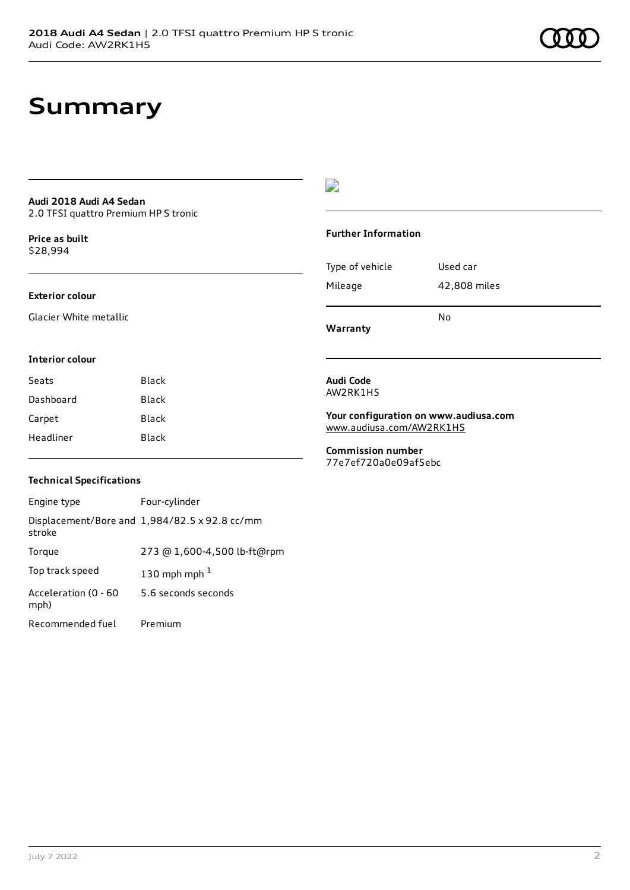# Summary

**Audi 2018 Audi A4 Sedan**
2.0 TFSI quattro Premium HP S tronic

**Price as built**
$28,994

### Exterior colour

Glacier White metallic

### Interior colour

| | |
|---|---|
| Seats | Black |
| Dashboard | Black |
| Carpet | Black |
| Headliner | Black |

### Technical Specifications

| | |
|---|---|
| Engine type | Four-cylinder |
| Displacement/Bore and stroke | 1,984/82.5 x 92.8 cc/mm |
| Torque | 273 @ 1,600-4,500 lb-ft@rpm |
| Top track speed | 130 mph mph [1] |
| Acceleration (0 - 60 mph) | 5.6 seconds seconds |
| Recommended fuel | Premium |

### Further Information

| | |
|---|---|
| Type of vehicle | Used car |
| Mileage | 42,808 miles |
| **Warranty** | No |

**Audi Code**
AW2RK1H5

**Your configuration on www.audiusa.com**
www.audiusa.com/AW2RK1H5

**Commission number**
77e7ef720a0e09af5ebc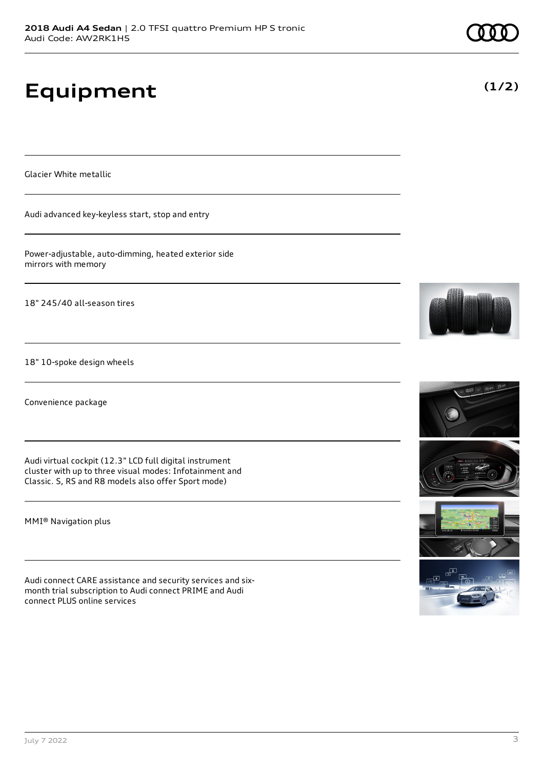# Equipment

**(1/2)**

Glacier White metallic

Audi advanced key-keyless start, stop and entry

Power-adjustable, auto-dimming, heated exterior side mirrors with memory

18" 245/40 all-season tires

18" 10-spoke design wheels

Convenience package

Audi virtual cockpit (12.3" LCD full digital instrument cluster with up to three visual modes: Infotainment and Classic. S, RS and R8 models also offer Sport mode)

MMI® Navigation plus

Audi connect CARE assistance and security services and six-month trial subscription to Audi connect PRIME and Audi connect PLUS online services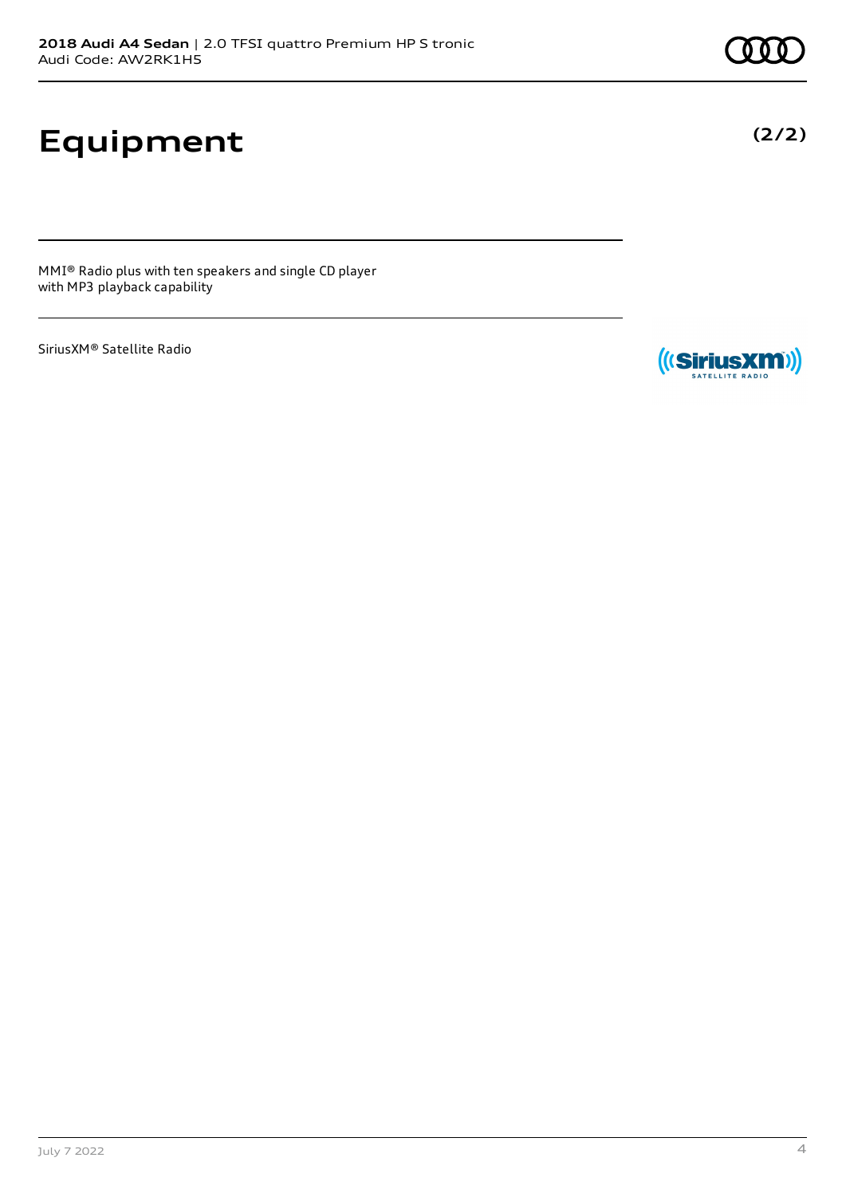# Equipment

(2/2)

MMI® Radio plus with ten speakers and single CD player with MP3 playback capability

SiriusXM® Satellite Radio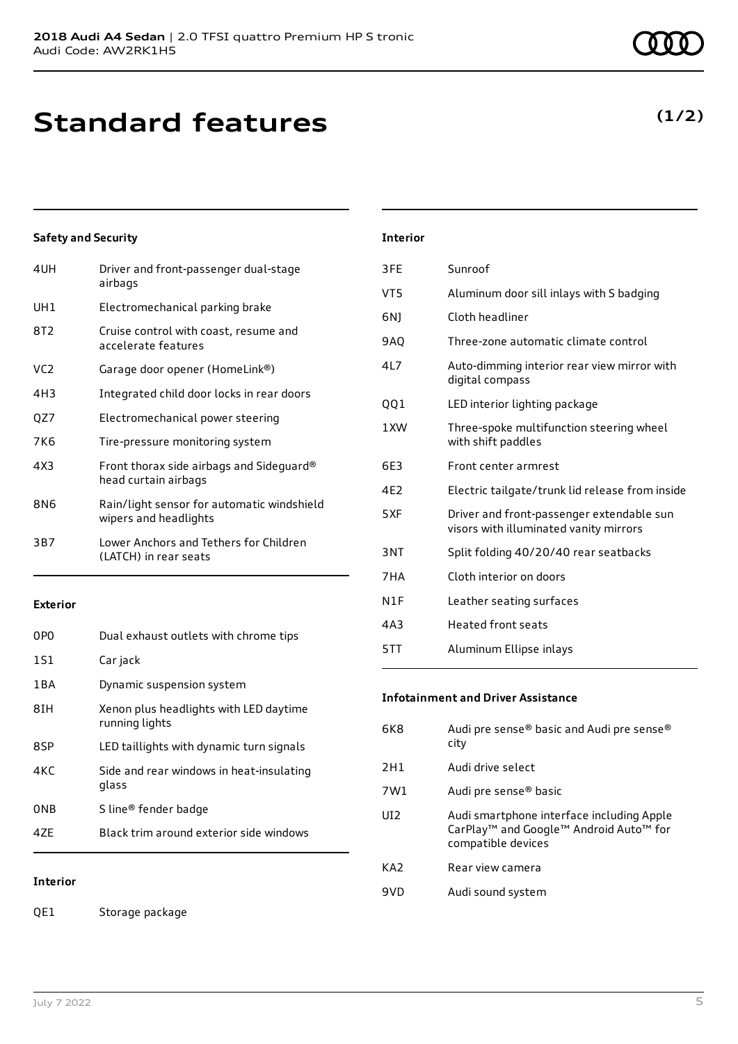# Standard features

**(1/2)**

### Safety and Security

| | |
|---|---|
| 4UH | Driver and front-passenger dual-stage airbags |
| UH1 | Electromechanical parking brake |
| 8T2 | Cruise control with coast, resume and accelerate features |
| VC2 | Garage door opener (HomeLink®) |
| 4H3 | Integrated child door locks in rear doors |
| QZ7 | Electromechanical power steering |
| 7K6 | Tire-pressure monitoring system |
| 4X3 | Front thorax side airbags and Sideguard® head curtain airbags |
| 8N6 | Rain/light sensor for automatic windshield wipers and headlights |
| 3B7 | Lower Anchors and Tethers for Children (LATCH) in rear seats |

### Exterior

| | |
|---|---|
| 0P0 | Dual exhaust outlets with chrome tips |
| 1S1 | Car jack |
| 1BA | Dynamic suspension system |
| 8IH | Xenon plus headlights with LED daytime running lights |
| 8SP | LED taillights with dynamic turn signals |
| 4KC | Side and rear windows in heat-insulating glass |
| 0NB | S line® fender badge |
| 4ZE | Black trim around exterior side windows |

### Interior

| | |
|---|---|
| QE1 | Storage package |
| 3FE | Sunroof |
| VT5 | Aluminum door sill inlays with S badging |
| 6NJ | Cloth headliner |
| 9AQ | Three-zone automatic climate control |
| 4L7 | Auto-dimming interior rear view mirror with digital compass |
| QQ1 | LED interior lighting package |
| 1XW | Three-spoke multifunction steering wheel with shift paddles |
| 6E3 | Front center armrest |
| 4E2 | Electric tailgate/trunk lid release from inside |
| 5XF | Driver and front-passenger extendable sun visors with illuminated vanity mirrors |
| 3NT | Split folding 40/20/40 rear seatbacks |
| 7HA | Cloth interior on doors |
| N1F | Leather seating surfaces |
| 4A3 | Heated front seats |
| 5TT | Aluminum Ellipse inlays |

### Infotainment and Driver Assistance

| | |
|---|---|
| 6K8 | Audi pre sense® basic and Audi pre sense® city |
| 2H1 | Audi drive select |
| 7W1 | Audi pre sense® basic |
| UI2 | Audi smartphone interface including Apple CarPlay™ and Google™ Android Auto™ for compatible devices |
| KA2 | Rear view camera |
| 9VD | Audi sound system |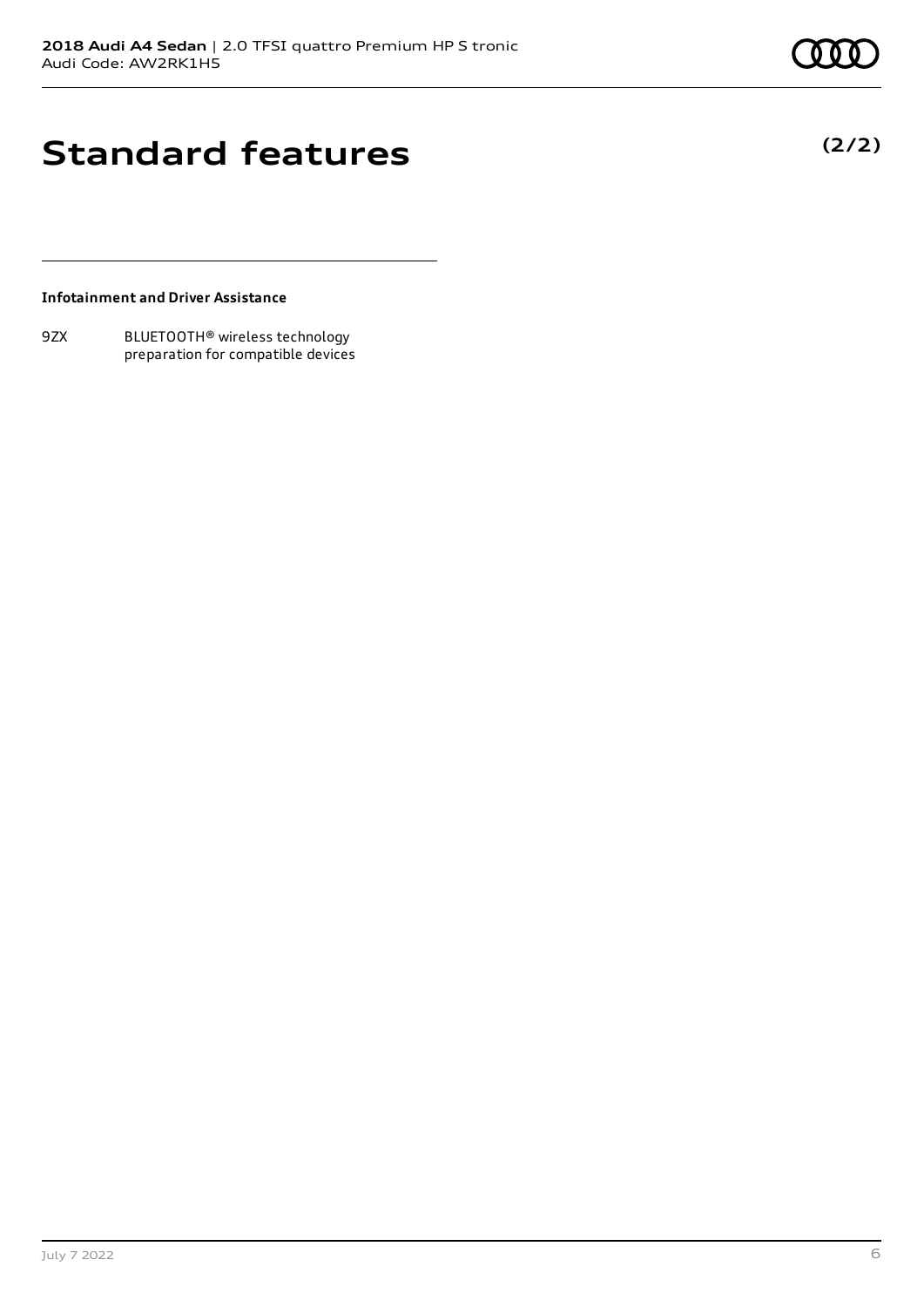# Standard features

**(2/2)**

**Infotainment and Driver Assistance**

| | |
|---|---|
| 9ZX | BLUETOOTH® wireless technology preparation for compatible devices |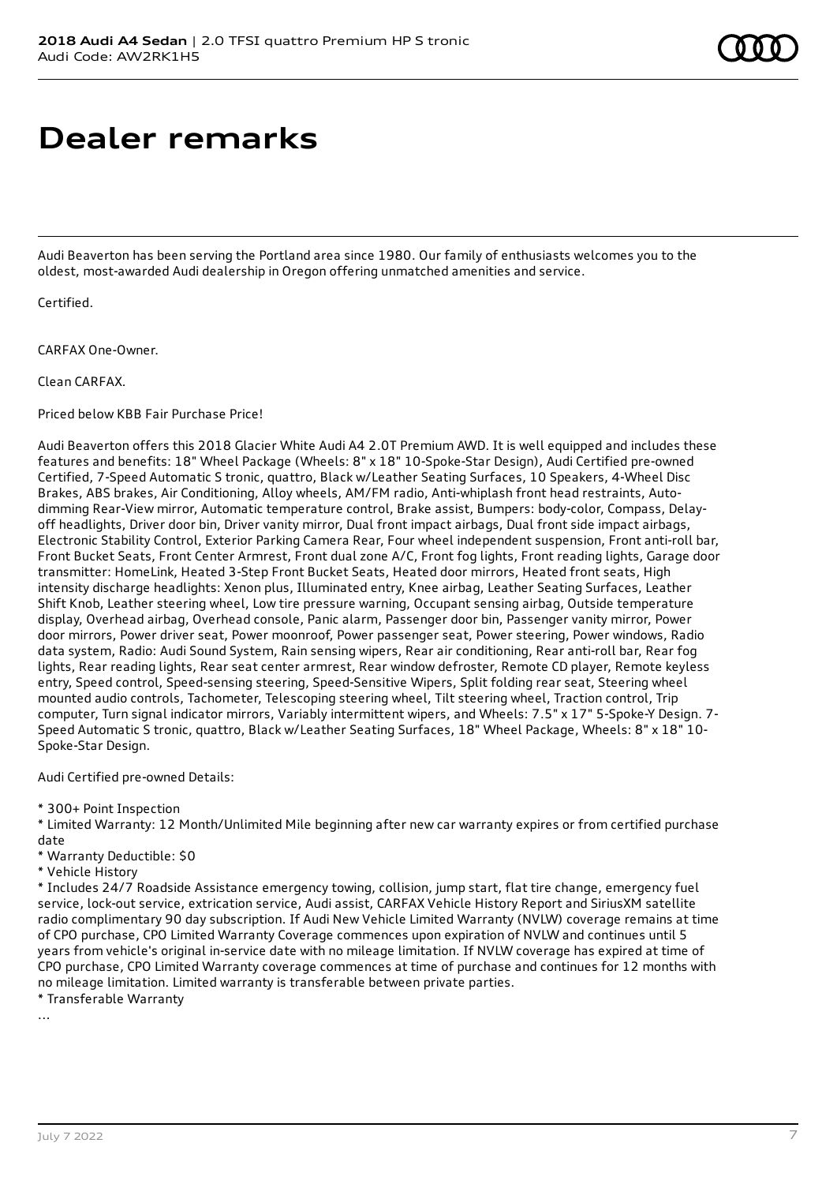# Dealer remarks

Audi Beaverton has been serving the Portland area since 1980. Our family of enthusiasts welcomes you to the oldest, most-awarded Audi dealership in Oregon offering unmatched amenities and service.

Certified.

CARFAX One-Owner.

Clean CARFAX.

Priced below KBB Fair Purchase Price!

Audi Beaverton offers this 2018 Glacier White Audi A4 2.0T Premium AWD. It is well equipped and includes these features and benefits: 18" Wheel Package (Wheels: 8" x 18" 10-Spoke-Star Design), Audi Certified pre-owned Certified, 7-Speed Automatic S tronic, quattro, Black w/Leather Seating Surfaces, 10 Speakers, 4-Wheel Disc Brakes, ABS brakes, Air Conditioning, Alloy wheels, AM/FM radio, Anti-whiplash front head restraints, Auto-dimming Rear-View mirror, Automatic temperature control, Brake assist, Bumpers: body-color, Compass, Delay-off headlights, Driver door bin, Driver vanity mirror, Dual front impact airbags, Dual front side impact airbags, Electronic Stability Control, Exterior Parking Camera Rear, Four wheel independent suspension, Front anti-roll bar, Front Bucket Seats, Front Center Armrest, Front dual zone A/C, Front fog lights, Front reading lights, Garage door transmitter: HomeLink, Heated 3-Step Front Bucket Seats, Heated door mirrors, Heated front seats, High intensity discharge headlights: Xenon plus, Illuminated entry, Knee airbag, Leather Seating Surfaces, Leather Shift Knob, Leather steering wheel, Low tire pressure warning, Occupant sensing airbag, Outside temperature display, Overhead airbag, Overhead console, Panic alarm, Passenger door bin, Passenger vanity mirror, Power door mirrors, Power driver seat, Power moonroof, Power passenger seat, Power steering, Power windows, Radio data system, Radio: Audi Sound System, Rain sensing wipers, Rear air conditioning, Rear anti-roll bar, Rear fog lights, Rear reading lights, Rear seat center armrest, Rear window defroster, Remote CD player, Remote keyless entry, Speed control, Speed-sensing steering, Speed-Sensitive Wipers, Split folding rear seat, Steering wheel mounted audio controls, Tachometer, Telescoping steering wheel, Tilt steering wheel, Traction control, Trip computer, Turn signal indicator mirrors, Variably intermittent wipers, and Wheels: 7.5" x 17" 5-Spoke-Y Design. 7-Speed Automatic S tronic, quattro, Black w/Leather Seating Surfaces, 18" Wheel Package, Wheels: 8" x 18" 10-Spoke-Star Design.

Audi Certified pre-owned Details:

* 300+ Point Inspection
* Limited Warranty: 12 Month/Unlimited Mile beginning after new car warranty expires or from certified purchase date
* Warranty Deductible: $0
* Vehicle History
* Includes 24/7 Roadside Assistance emergency towing, collision, jump start, flat tire change, emergency fuel service, lock-out service, extrication service, Audi assist, CARFAX Vehicle History Report and SiriusXM satellite radio complimentary 90 day subscription. If Audi New Vehicle Limited Warranty (NVLW) coverage remains at time of CPO purchase, CPO Limited Warranty Coverage commences upon expiration of NVLW and continues until 5 years from vehicle's original in-service date with no mileage limitation. If NVLW coverage has expired at time of CPO purchase, CPO Limited Warranty coverage commences at time of purchase and continues for 12 months with no mileage limitation. Limited warranty is transferable between private parties.
* Transferable Warranty

...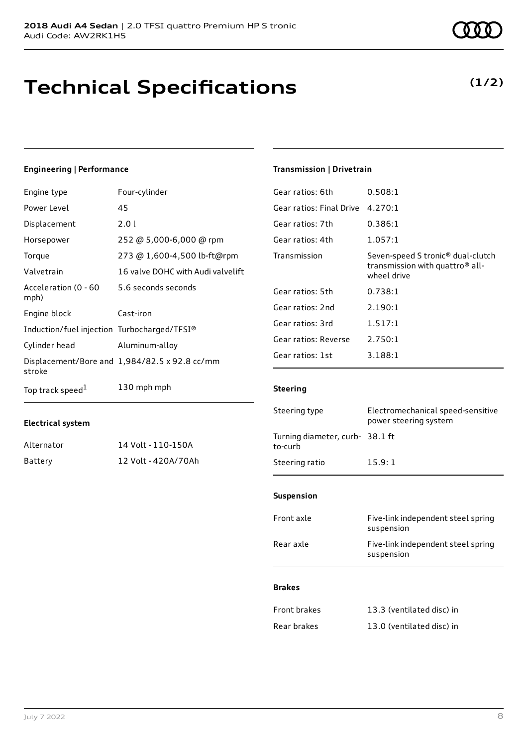# Technical Specifications

**(1/2)**

## Engineering | Performance

| | |
|---|---|
| Engine type | Four-cylinder |
| Power Level | 45 |
| Displacement | 2.0 l |
| Horsepower | 252 @ 5,000-6,000 @ rpm |
| Torque | 273 @ 1,600-4,500 lb-ft@rpm |
| Valvetrain | 16 valve DOHC with Audi valvelift |
| Acceleration (0 - 60 mph) | 5.6 seconds seconds |
| Engine block | Cast-iron |
| Induction/fuel injection | Turbocharged/TFSI® |
| Cylinder head | Aluminum-alloy |
| Displacement/Bore and stroke | 1,984/82.5 x 92.8 cc/mm |
| Top track speed[1] | 130 mph mph |

## Electrical system

| | |
|---|---|
| Alternator | 14 Volt - 110-150A |
| Battery | 12 Volt - 420A/70Ah |

## Transmission | Drivetrain

| | |
|---|---|
| Gear ratios: 6th | 0.508:1 |
| Gear ratios: Final Drive | 4.270:1 |
| Gear ratios: 7th | 0.386:1 |
| Gear ratios: 4th | 1.057:1 |
| Transmission | Seven-speed S tronic® dual-clutch transmission with quattro® all-wheel drive |
| Gear ratios: 5th | 0.738:1 |
| Gear ratios: 2nd | 2.190:1 |
| Gear ratios: 3rd | 1.517:1 |
| Gear ratios: Reverse | 2.750:1 |
| Gear ratios: 1st | 3.188:1 |

## Steering

| | |
|---|---|
| Steering type | Electromechanical speed-sensitive power steering system |
| Turning diameter, curb-to-curb | 38.1 ft |
| Steering ratio | 15.9: 1 |

## Suspension

| | |
|---|---|
| Front axle | Five-link independent steel spring suspension |
| Rear axle | Five-link independent steel spring suspension |

## Brakes

| | |
|---|---|
| Front brakes | 13.3 (ventilated disc) in |
| Rear brakes | 13.0 (ventilated disc) in |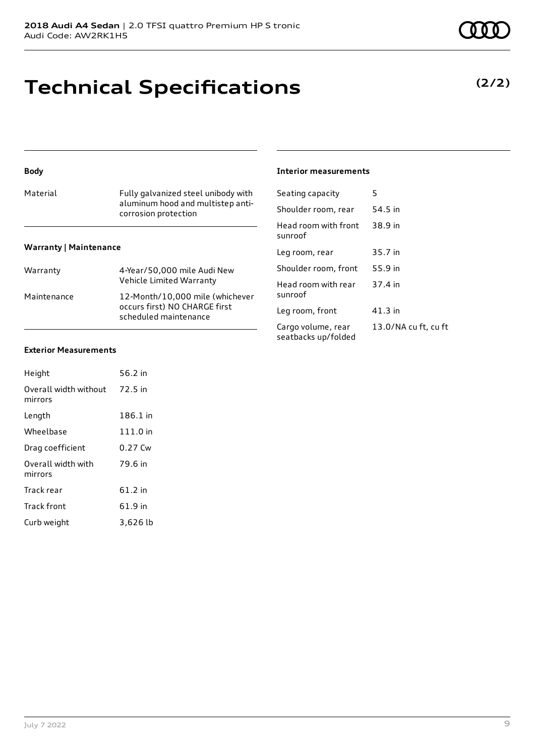# Technical Specifications

**(2/2)**

### Body

| | |
|---|---|
| Material | Fully galvanized steel unibody with aluminum hood and multistep anti-corrosion protection |

### Warranty | Maintenance

| | |
|---|---|
| Warranty | 4-Year/50,000 mile Audi New Vehicle Limited Warranty |
| Maintenance | 12-Month/10,000 mile (whichever occurs first) NO CHARGE first scheduled maintenance |

### Exterior Measurements

| | |
|---|---|
| Height | 56.2 in |
| Overall width without mirrors | 72.5 in |
| Length | 186.1 in |
| Wheelbase | 111.0 in |
| Drag coefficient | 0.27 Cw |
| Overall width with mirrors | 79.6 in |
| Track rear | 61.2 in |
| Track front | 61.9 in |
| Curb weight | 3,626 lb |

### Interior measurements

| | |
|---|---|
| Seating capacity | 5 |
| Shoulder room, rear | 54.5 in |
| Head room with front sunroof | 38.9 in |
| Leg room, rear | 35.7 in |
| Shoulder room, front | 55.9 in |
| Head room with rear sunroof | 37.4 in |
| Leg room, front | 41.3 in |
| Cargo volume, rear seatbacks up/folded | 13.0/NA cu ft, cu ft |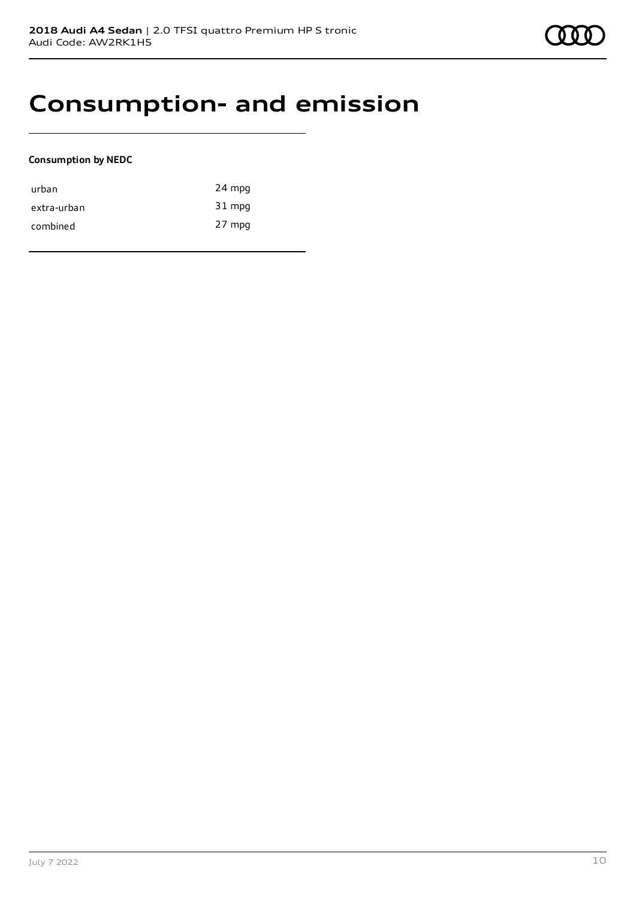# Consumption- and emission

**Consumption by NEDC**

| | |
|---|---|
| urban | 24 mpg |
| extra-urban | 31 mpg |
| combined | 27 mpg |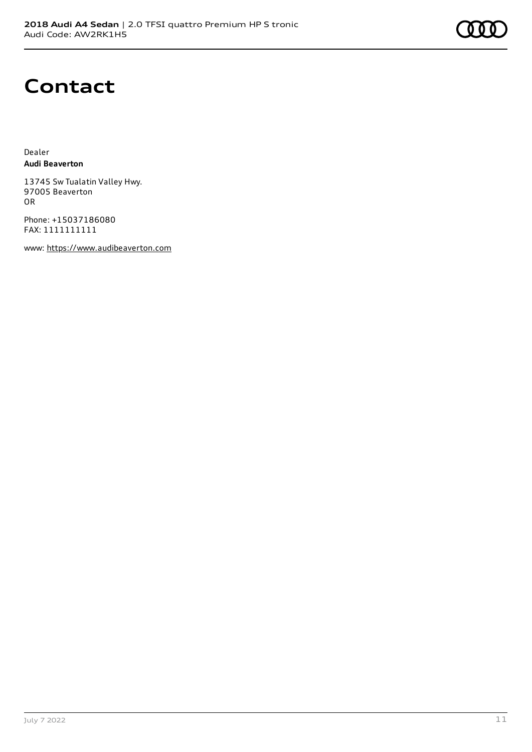# Contact

Dealer
**Audi Beaverton**

13745 Sw Tualatin Valley Hwy.
97005 Beaverton
OR

Phone: +15037186080
FAX: 1111111111

www: https://www.audibeaverton.com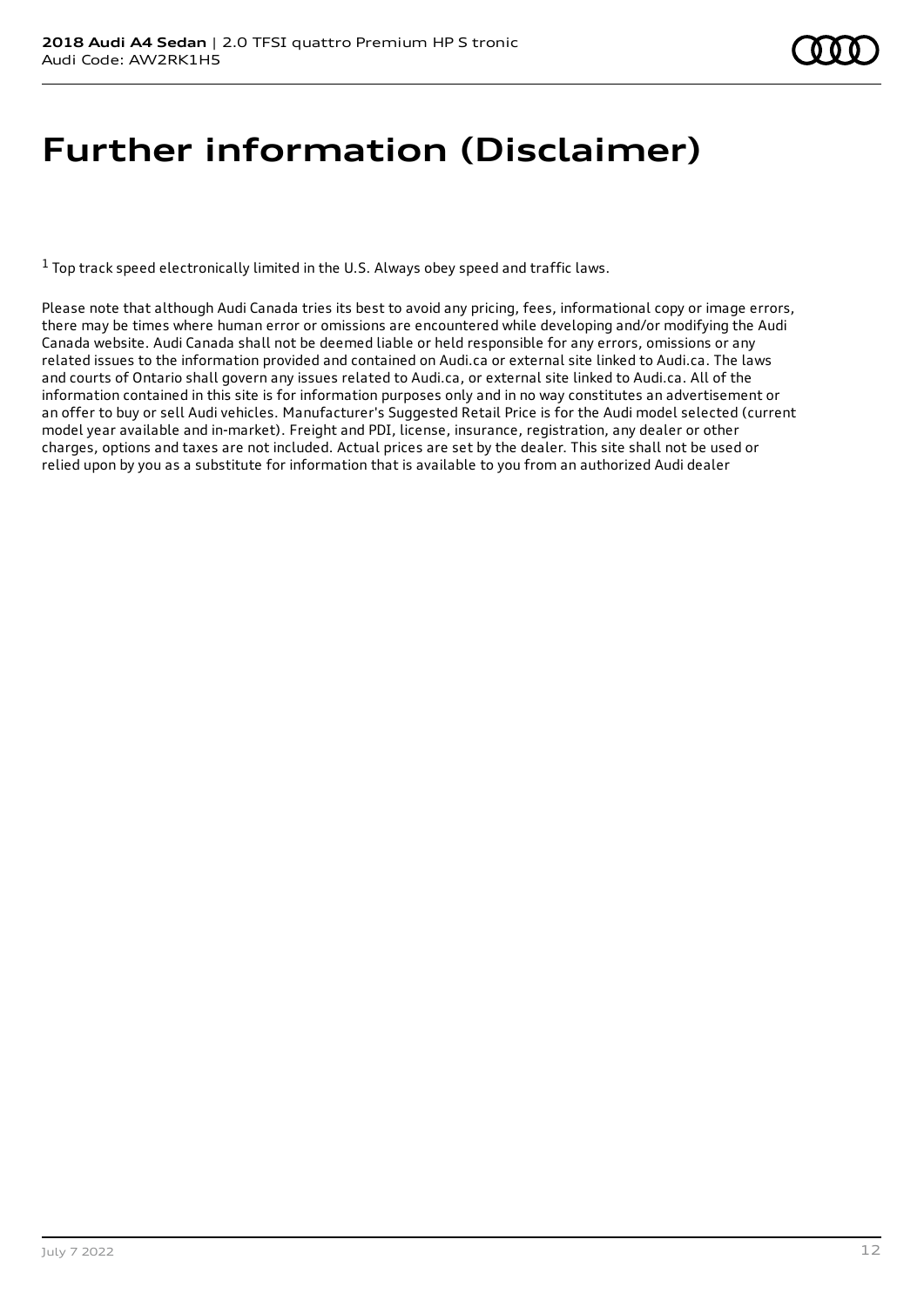# Further information (Disclaimer)

[1] Top track speed electronically limited in the U.S. Always obey speed and traffic laws.

Please note that although Audi Canada tries its best to avoid any pricing, fees, informational copy or image errors, there may be times where human error or omissions are encountered while developing and/or modifying the Audi Canada website. Audi Canada shall not be deemed liable or held responsible for any errors, omissions or any related issues to the information provided and contained on Audi.ca or external site linked to Audi.ca. The laws and courts of Ontario shall govern any issues related to Audi.ca, or external site linked to Audi.ca. All of the information contained in this site is for information purposes only and in no way constitutes an advertisement or an offer to buy or sell Audi vehicles. Manufacturer's Suggested Retail Price is for the Audi model selected (current model year available and in-market). Freight and PDI, license, insurance, registration, any dealer or other charges, options and taxes are not included. Actual prices are set by the dealer. This site shall not be used or relied upon by you as a substitute for information that is available to you from an authorized Audi dealer